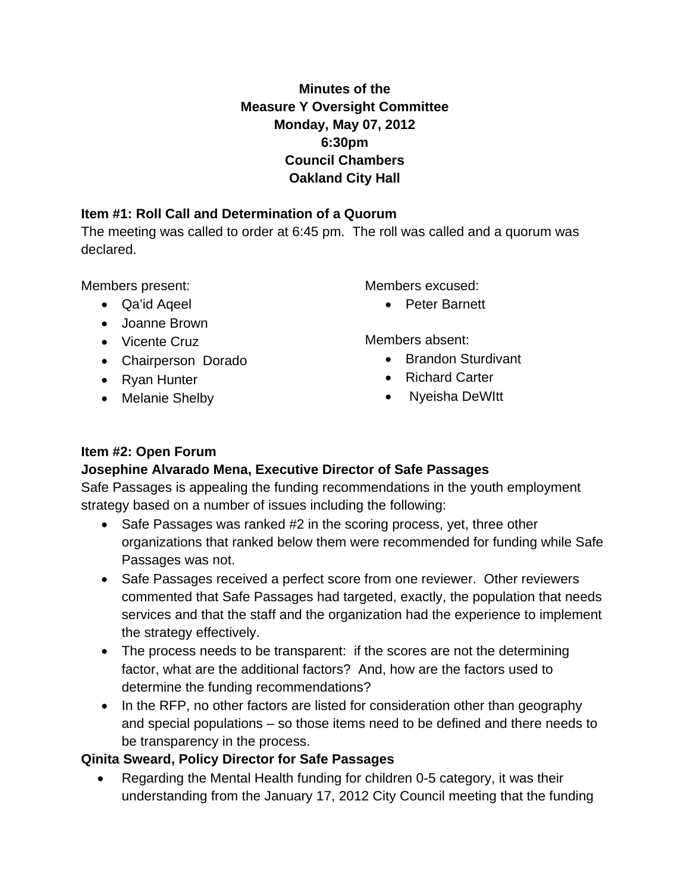**Minutes of the**
**Measure Y Oversight Committee**
**Monday, May 07, 2012**
**6:30pm**
**Council Chambers**
**Oakland City Hall**

### Item #1: Roll Call and Determination of a Quorum

The meeting was called to order at 6:45 pm. The roll was called and a quorum was declared.

Members present:

- Qa'id Aqeel
- Joanne Brown
- Vicente Cruz
- Chairperson Dorado
- Ryan Hunter
- Melanie Shelby

Members excused:

- Peter Barnett

Members absent:

- Brandon Sturdivant
- Richard Carter
- Nyeisha DeWItt

### Item #2: Open Forum

**Josephine Alvarado Mena, Executive Director of Safe Passages**

Safe Passages is appealing the funding recommendations in the youth employment strategy based on a number of issues including the following:

- Safe Passages was ranked #2 in the scoring process, yet, three other organizations that ranked below them were recommended for funding while Safe Passages was not.
- Safe Passages received a perfect score from one reviewer. Other reviewers commented that Safe Passages had targeted, exactly, the population that needs services and that the staff and the organization had the experience to implement the strategy effectively.
- The process needs to be transparent: if the scores are not the determining factor, what are the additional factors? And, how are the factors used to determine the funding recommendations?
- In the RFP, no other factors are listed for consideration other than geography and special populations – so those items need to be defined and there needs to be transparency in the process.

**Qinita Sweard, Policy Director for Safe Passages**

- Regarding the Mental Health funding for children 0-5 category, it was their understanding from the January 17, 2012 City Council meeting that the funding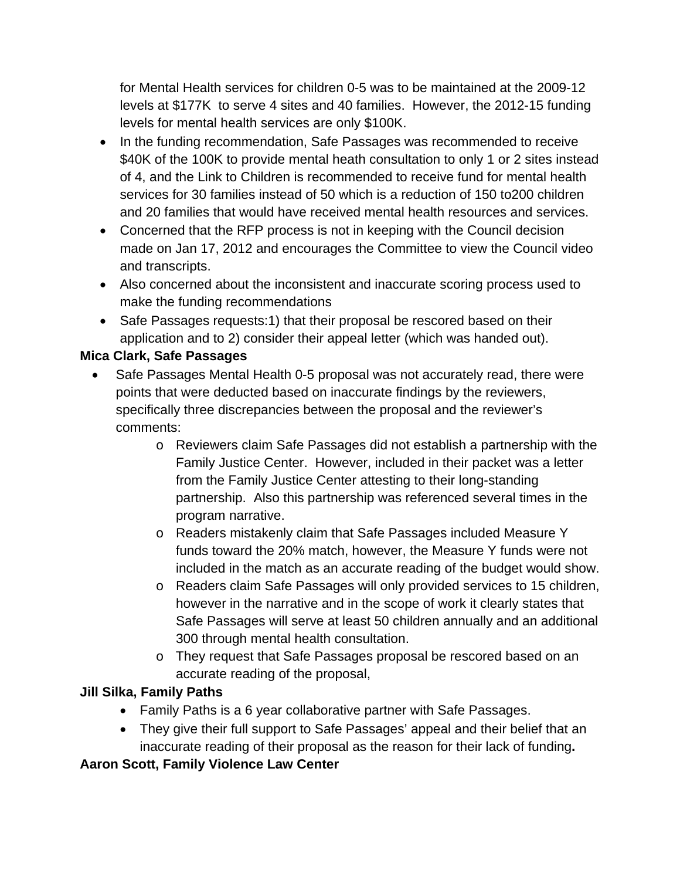for Mental Health services for children 0-5 was to be maintained at the 2009-12 levels at $177K to serve 4 sites and 40 families. However, the 2012-15 funding levels for mental health services are only $100K.

- In the funding recommendation, Safe Passages was recommended to receive $40K of the 100K to provide mental heath consultation to only 1 or 2 sites instead of 4, and the Link to Children is recommended to receive fund for mental health services for 30 families instead of 50 which is a reduction of 150 to200 children and 20 families that would have received mental health resources and services.
- Concerned that the RFP process is not in keeping with the Council decision made on Jan 17, 2012 and encourages the Committee to view the Council video and transcripts.
- Also concerned about the inconsistent and inaccurate scoring process used to make the funding recommendations
- Safe Passages requests:1) that their proposal be rescored based on their application and to 2) consider their appeal letter (which was handed out).

**Mica Clark, Safe Passages**

- Safe Passages Mental Health 0-5 proposal was not accurately read, there were points that were deducted based on inaccurate findings by the reviewers, specifically three discrepancies between the proposal and the reviewer's comments:
    - Reviewers claim Safe Passages did not establish a partnership with the Family Justice Center. However, included in their packet was a letter from the Family Justice Center attesting to their long-standing partnership. Also this partnership was referenced several times in the program narrative.
    - Readers mistakenly claim that Safe Passages included Measure Y funds toward the 20% match, however, the Measure Y funds were not included in the match as an accurate reading of the budget would show.
    - Readers claim Safe Passages will only provided services to 15 children, however in the narrative and in the scope of work it clearly states that Safe Passages will serve at least 50 children annually and an additional 300 through mental health consultation.
    - They request that Safe Passages proposal be rescored based on an accurate reading of the proposal,

**Jill Silka, Family Paths**

- Family Paths is a 6 year collaborative partner with Safe Passages.
- They give their full support to Safe Passages' appeal and their belief that an inaccurate reading of their proposal as the reason for their lack of funding**.**

**Aaron Scott, Family Violence Law Center**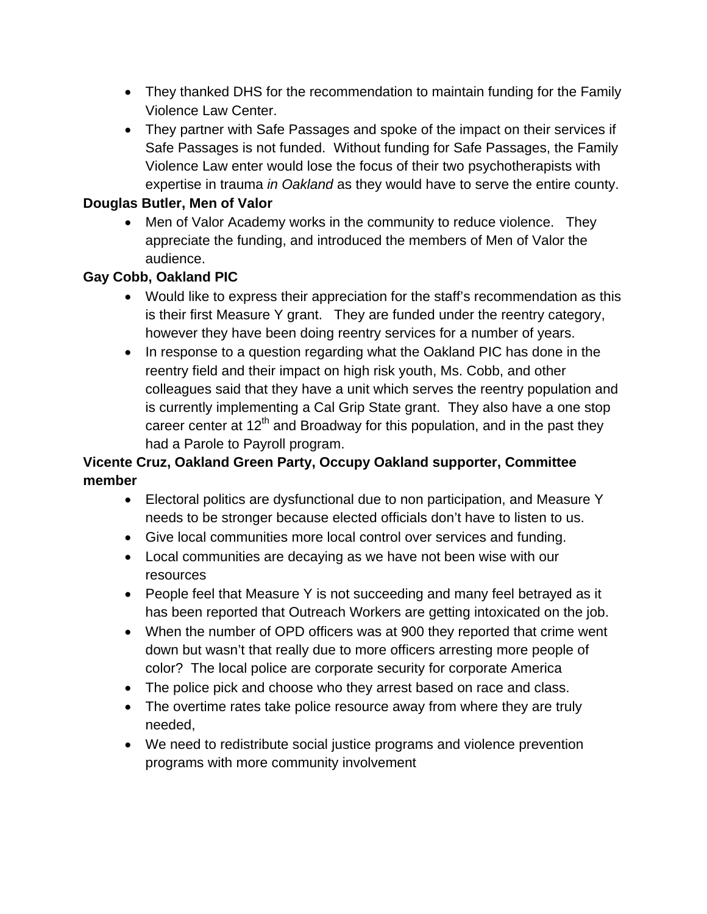- They thanked DHS for the recommendation to maintain funding for the Family Violence Law Center.
- They partner with Safe Passages and spoke of the impact on their services if Safe Passages is not funded. Without funding for Safe Passages, the Family Violence Law enter would lose the focus of their two psychotherapists with expertise in trauma *in Oakland* as they would have to serve the entire county.

**Douglas Butler, Men of Valor**

- Men of Valor Academy works in the community to reduce violence. They appreciate the funding, and introduced the members of Men of Valor the audience.

**Gay Cobb, Oakland PIC**

- Would like to express their appreciation for the staff's recommendation as this is their first Measure Y grant. They are funded under the reentry category, however they have been doing reentry services for a number of years.
- In response to a question regarding what the Oakland PIC has done in the reentry field and their impact on high risk youth, Ms. Cobb, and other colleagues said that they have a unit which serves the reentry population and is currently implementing a Cal Grip State grant. They also have a one stop career center at 12th and Broadway for this population, and in the past they had a Parole to Payroll program.

**Vicente Cruz, Oakland Green Party, Occupy Oakland supporter, Committee member**

- Electoral politics are dysfunctional due to non participation, and Measure Y needs to be stronger because elected officials don't have to listen to us.
- Give local communities more local control over services and funding.
- Local communities are decaying as we have not been wise with our resources
- People feel that Measure Y is not succeeding and many feel betrayed as it has been reported that Outreach Workers are getting intoxicated on the job.
- When the number of OPD officers was at 900 they reported that crime went down but wasn't that really due to more officers arresting more people of color? The local police are corporate security for corporate America
- The police pick and choose who they arrest based on race and class.
- The overtime rates take police resource away from where they are truly needed,
- We need to redistribute social justice programs and violence prevention programs with more community involvement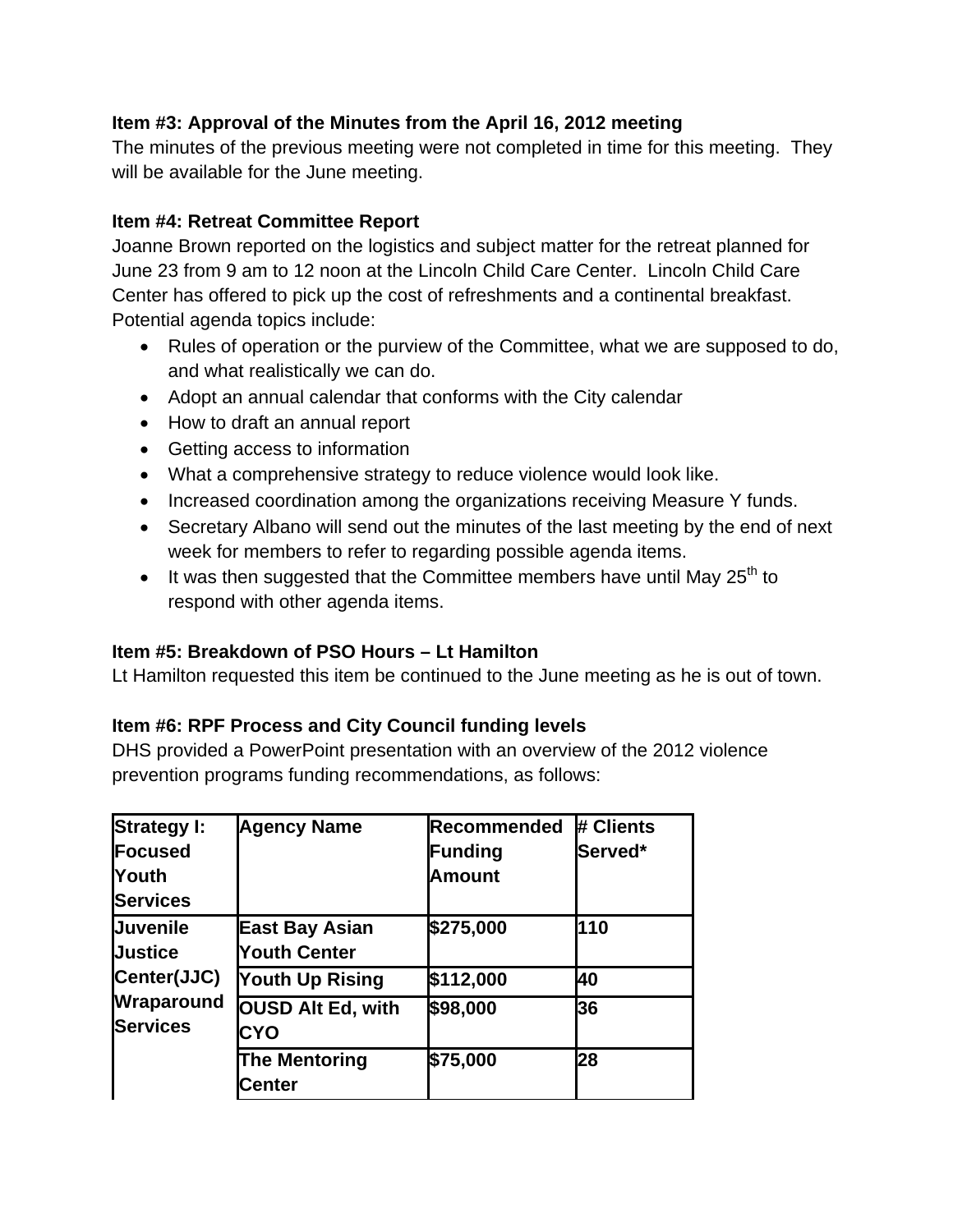**Item #3: Approval of the Minutes from the April 16, 2012 meeting**

The minutes of the previous meeting were not completed in time for this meeting. They will be available for the June meeting.

**Item #4: Retreat Committee Report**

Joanne Brown reported on the logistics and subject matter for the retreat planned for June 23 from 9 am to 12 noon at the Lincoln Child Care Center. Lincoln Child Care Center has offered to pick up the cost of refreshments and a continental breakfast. Potential agenda topics include:

- Rules of operation or the purview of the Committee, what we are supposed to do, and what realistically we can do.
- Adopt an annual calendar that conforms with the City calendar
- How to draft an annual report
- Getting access to information
- What a comprehensive strategy to reduce violence would look like.
- Increased coordination among the organizations receiving Measure Y funds.
- Secretary Albano will send out the minutes of the last meeting by the end of next week for members to refer to regarding possible agenda items.
- It was then suggested that the Committee members have until May 25th to respond with other agenda items.

**Item #5: Breakdown of PSO Hours – Lt Hamilton**

Lt Hamilton requested this item be continued to the June meeting as he is out of town.

**Item #6: RPF Process and City Council funding levels**

DHS provided a PowerPoint presentation with an overview of the 2012 violence prevention programs funding recommendations, as follows:

| Strategy I: Focused Youth Services | Agency Name | Recommended Funding Amount | # Clients Served* |
|---|---|---|---|
| Juvenile Justice Center(JJC) Wraparound Services | East Bay Asian Youth Center | $275,000 | 110 |
| | Youth Up Rising | $112,000 | 40 |
| | OUSD Alt Ed, with CYO | $98,000 | 36 |
| | The Mentoring Center | $75,000 | 28 |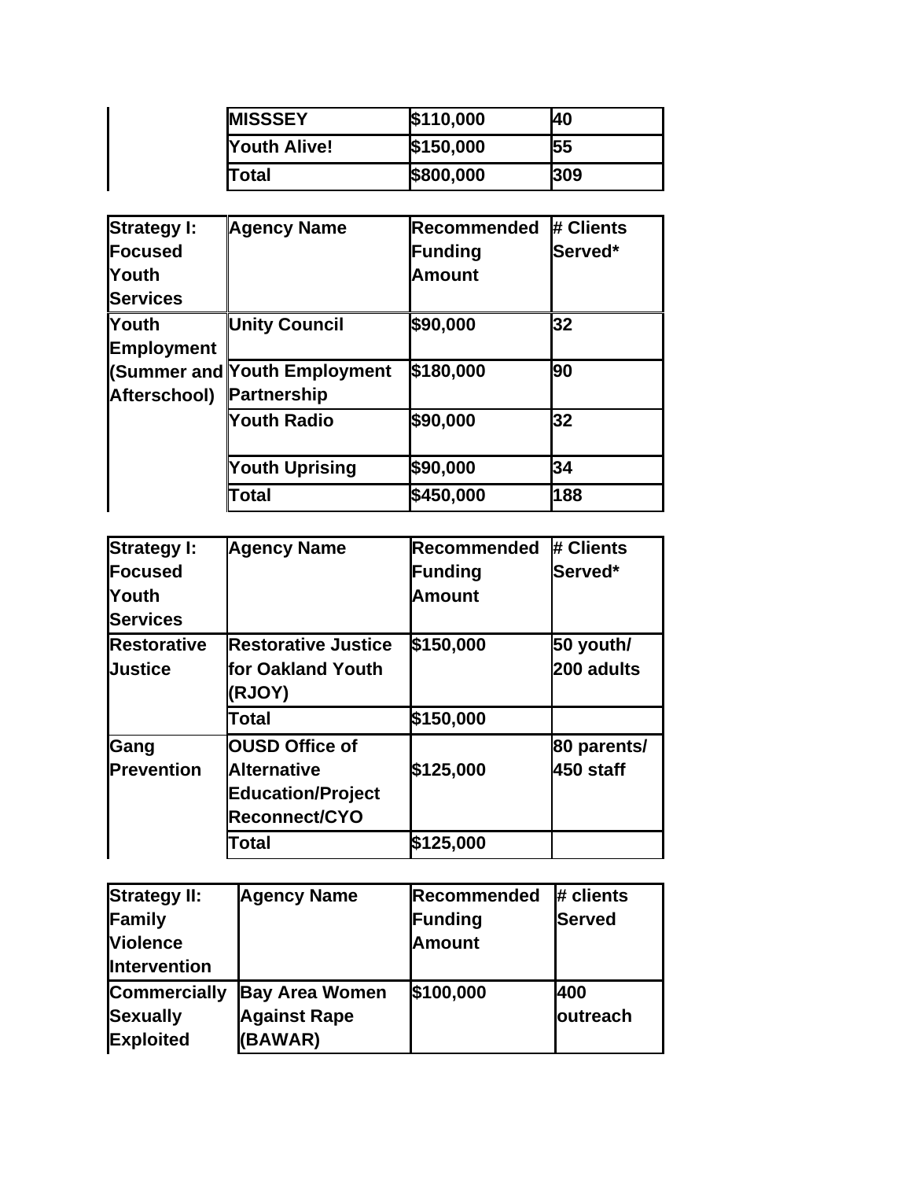| | | | |
|---|---|---|---|
| | MISSSEY | $110,000 | 40 |
| | Youth Alive! | $150,000 | 55 |
| | Total | $800,000 | 309 |

| Strategy I: Focused Youth Services | Agency Name | Recommended Funding Amount | # Clients Served* |
|---|---|---|---|
| Youth Employment (Summer and Afterschool) | Unity Council | $90,000 | 32 |
| | Youth Employment Partnership | $180,000 | 90 |
| | Youth Radio | $90,000 | 32 |
| | Youth Uprising | $90,000 | 34 |
| | Total | $450,000 | 188 |

| Strategy I: Focused Youth Services | Agency Name | Recommended Funding Amount | # Clients Served* |
|---|---|---|---|
| Restorative Justice | Restorative Justice for Oakland Youth (RJOY) | $150,000 | 50 youth/ 200 adults |
| | Total | $150,000 | |
| Gang Prevention | OUSD Office of Alternative Education/Project Reconnect/CYO | $125,000 | 80 parents/ 450 staff |
| | Total | $125,000 | |

| Strategy II: Family Violence Intervention | Agency Name | Recommended Funding Amount | # clients Served |
|---|---|---|---|
| Commercially Sexually Exploited | Bay Area Women Against Rape (BAWAR) | $100,000 | 400 outreach |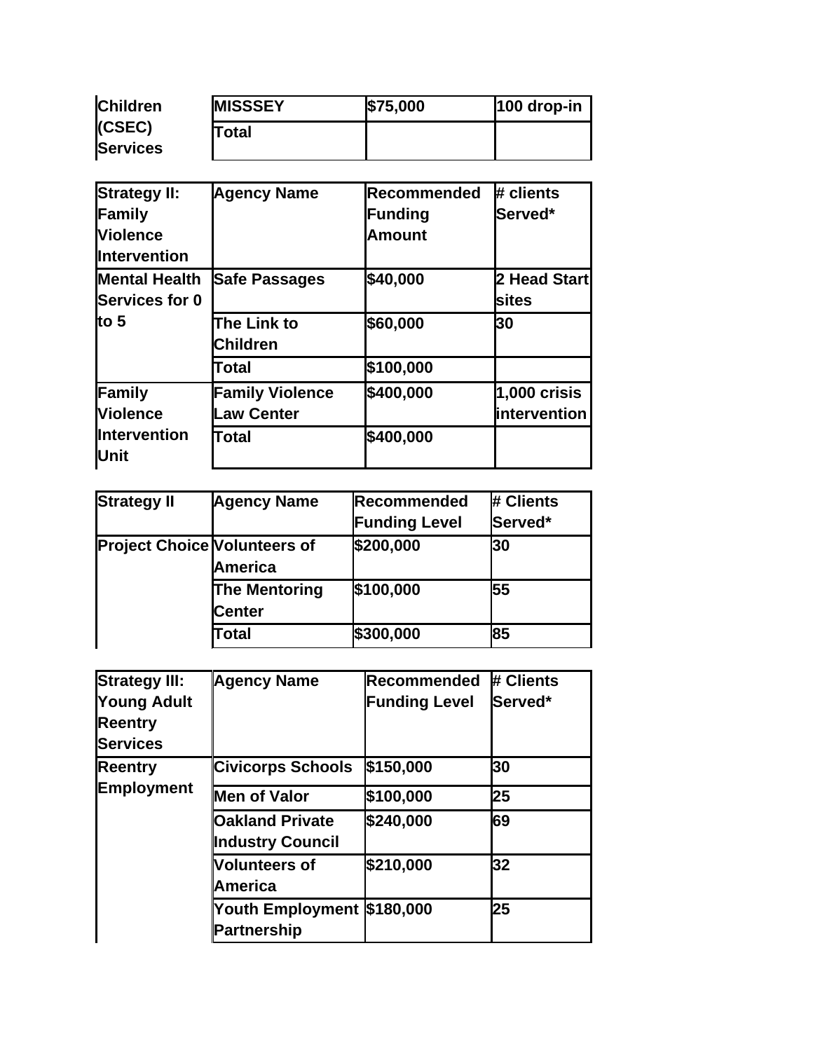| Children (CSEC) Services | MISSSEY | $75,000 | 100 drop-in |
|---|---|---|---|
| | Total | | |

| Strategy II: Family Violence Intervention | Agency Name | Recommended Funding Amount | # clients Served* |
|---|---|---|---|
| Mental Health Services for 0 to 5 | Safe Passages | $40,000 | 2 Head Start sites |
| | The Link to Children | $60,000 | 30 |
| | Total | $100,000 | |
| Family Violence Intervention Unit | Family Violence Law Center | $400,000 | 1,000 crisis intervention |
| | Total | $400,000 | |

| Strategy II | Agency Name | Recommended Funding Level | # Clients Served* |
|---|---|---|---|
| Project Choice | Volunteers of America | $200,000 | 30 |
| | The Mentoring Center | $100,000 | 55 |
| | Total | $300,000 | 85 |

| Strategy III: Young Adult Reentry Services | Agency Name | Recommended Funding Level | # Clients Served* |
|---|---|---|---|
| Reentry Employment | Civicorps Schools | $150,000 | 30 |
| | Men of Valor | $100,000 | 25 |
| | Oakland Private Industry Council | $240,000 | 69 |
| | Volunteers of America | $210,000 | 32 |
| | Youth Employment Partnership | $180,000 | 25 |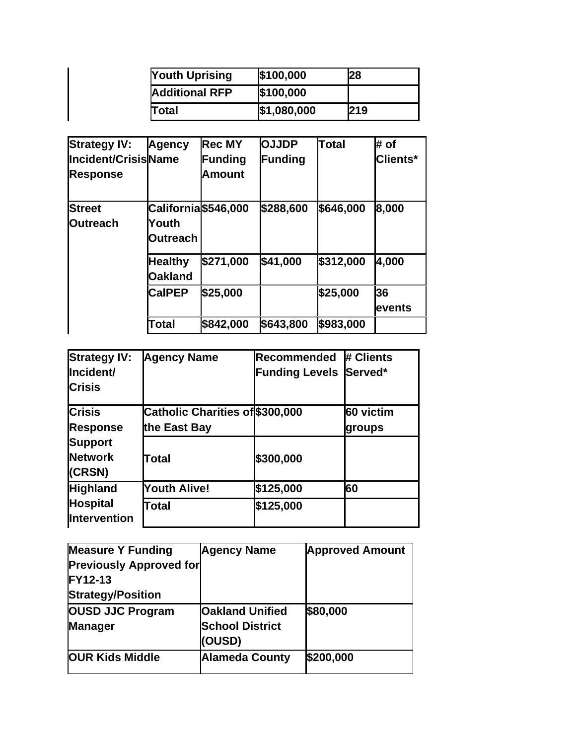| Youth Uprising | $100,000 | 28 |
|---|---|---|
| Additional RFP | $100,000 | |
| Total | $1,080,000 | 219 |

| Strategy IV: Incident/Crisis Response | Agency Name | Rec MY Funding Amount | OJJDP Funding | Total | # of Clients* |
|---|---|---|---|---|---|
| Street Outreach | California Youth Outreach | $546,000 | $288,600 | $646,000 | 8,000 |
| | Healthy Oakland | $271,000 | $41,000 | $312,000 | 4,000 |
| | CalPEP | $25,000 | | $25,000 | 36 events |
| | Total | $842,000 | $643,800 | $983,000 | |

| Strategy IV: Incident/ Crisis | Agency Name | Recommended Funding Levels | # Clients Served* |
|---|---|---|---|
| Crisis Response Support Network (CRSN) | Catholic Charities of the East Bay | $300,000 | 60 victim groups |
| | Total | $300,000 | |
| Highland Hospital Intervention | Youth Alive! | $125,000 | 60 |
| | Total | $125,000 | |

| Measure Y Funding Previously Approved for FY12-13 Strategy/Position | Agency Name | Approved Amount |
|---|---|---|
| OUSD JJC Program Manager | Oakland Unified School District (OUSD) | $80,000 |
| OUR Kids Middle | Alameda County | $200,000 |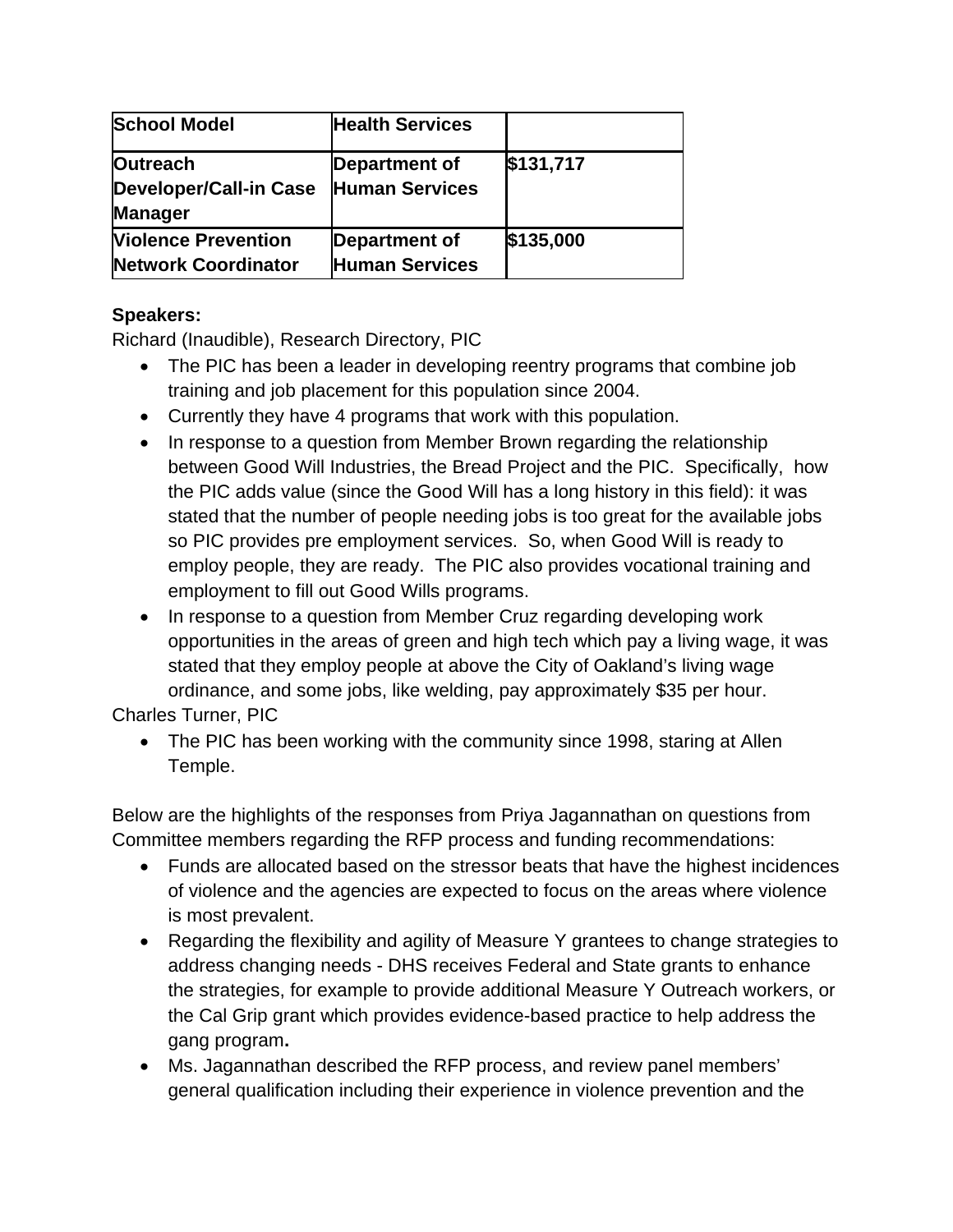| **School Model** | **Health Services** | |
|---|---|---|
| **Outreach Developer/Call-in Case Manager** | **Department of Human Services** | **$131,717** |
| **Violence Prevention Network Coordinator** | **Department of Human Services** | **$135,000** |

**Speakers:**

Richard (Inaudible), Research Directory, PIC

- The PIC has been a leader in developing reentry programs that combine job training and job placement for this population since 2004.
- Currently they have 4 programs that work with this population.
- In response to a question from Member Brown regarding the relationship between Good Will Industries, the Bread Project and the PIC. Specifically, how the PIC adds value (since the Good Will has a long history in this field): it was stated that the number of people needing jobs is too great for the available jobs so PIC provides pre employment services. So, when Good Will is ready to employ people, they are ready. The PIC also provides vocational training and employment to fill out Good Wills programs.
- In response to a question from Member Cruz regarding developing work opportunities in the areas of green and high tech which pay a living wage, it was stated that they employ people at above the City of Oakland's living wage ordinance, and some jobs, like welding, pay approximately $35 per hour.

Charles Turner, PIC

- The PIC has been working with the community since 1998, staring at Allen Temple.

Below are the highlights of the responses from Priya Jagannathan on questions from Committee members regarding the RFP process and funding recommendations:

- Funds are allocated based on the stressor beats that have the highest incidences of violence and the agencies are expected to focus on the areas where violence is most prevalent.
- Regarding the flexibility and agility of Measure Y grantees to change strategies to address changing needs - DHS receives Federal and State grants to enhance the strategies, for example to provide additional Measure Y Outreach workers, or the Cal Grip grant which provides evidence-based practice to help address the gang program**.**
- Ms. Jagannathan described the RFP process, and review panel members' general qualification including their experience in violence prevention and the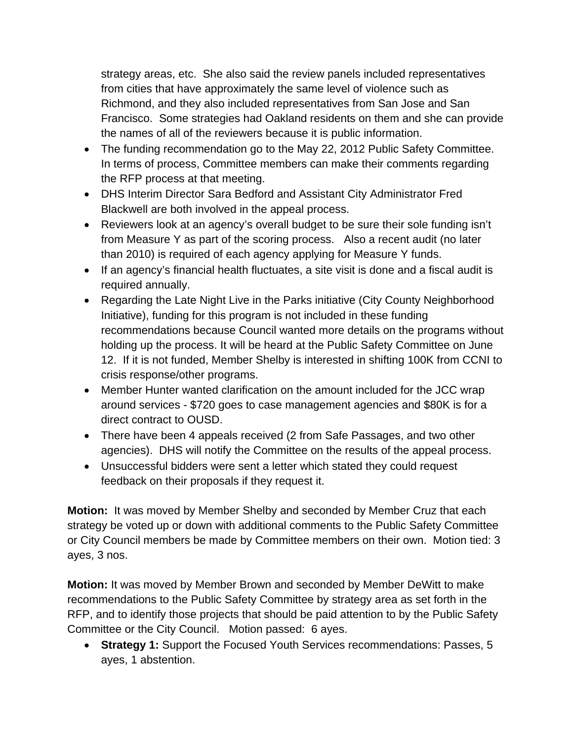strategy areas, etc. She also said the review panels included representatives from cities that have approximately the same level of violence such as Richmond, and they also included representatives from San Jose and San Francisco. Some strategies had Oakland residents on them and she can provide the names of all of the reviewers because it is public information.

- The funding recommendation go to the May 22, 2012 Public Safety Committee. In terms of process, Committee members can make their comments regarding the RFP process at that meeting.
- DHS Interim Director Sara Bedford and Assistant City Administrator Fred Blackwell are both involved in the appeal process.
- Reviewers look at an agency's overall budget to be sure their sole funding isn't from Measure Y as part of the scoring process. Also a recent audit (no later than 2010) is required of each agency applying for Measure Y funds.
- If an agency's financial health fluctuates, a site visit is done and a fiscal audit is required annually.
- Regarding the Late Night Live in the Parks initiative (City County Neighborhood Initiative), funding for this program is not included in these funding recommendations because Council wanted more details on the programs without holding up the process. It will be heard at the Public Safety Committee on June 12. If it is not funded, Member Shelby is interested in shifting 100K from CCNI to crisis response/other programs.
- Member Hunter wanted clarification on the amount included for the JCC wrap around services - $720 goes to case management agencies and $80K is for a direct contract to OUSD.
- There have been 4 appeals received (2 from Safe Passages, and two other agencies). DHS will notify the Committee on the results of the appeal process.
- Unsuccessful bidders were sent a letter which stated they could request feedback on their proposals if they request it.

**Motion:** It was moved by Member Shelby and seconded by Member Cruz that each strategy be voted up or down with additional comments to the Public Safety Committee or City Council members be made by Committee members on their own. Motion tied: 3 ayes, 3 nos.

**Motion:** It was moved by Member Brown and seconded by Member DeWitt to make recommendations to the Public Safety Committee by strategy area as set forth in the RFP, and to identify those projects that should be paid attention to by the Public Safety Committee or the City Council. Motion passed: 6 ayes.

- **Strategy 1:** Support the Focused Youth Services recommendations: Passes, 5 ayes, 1 abstention.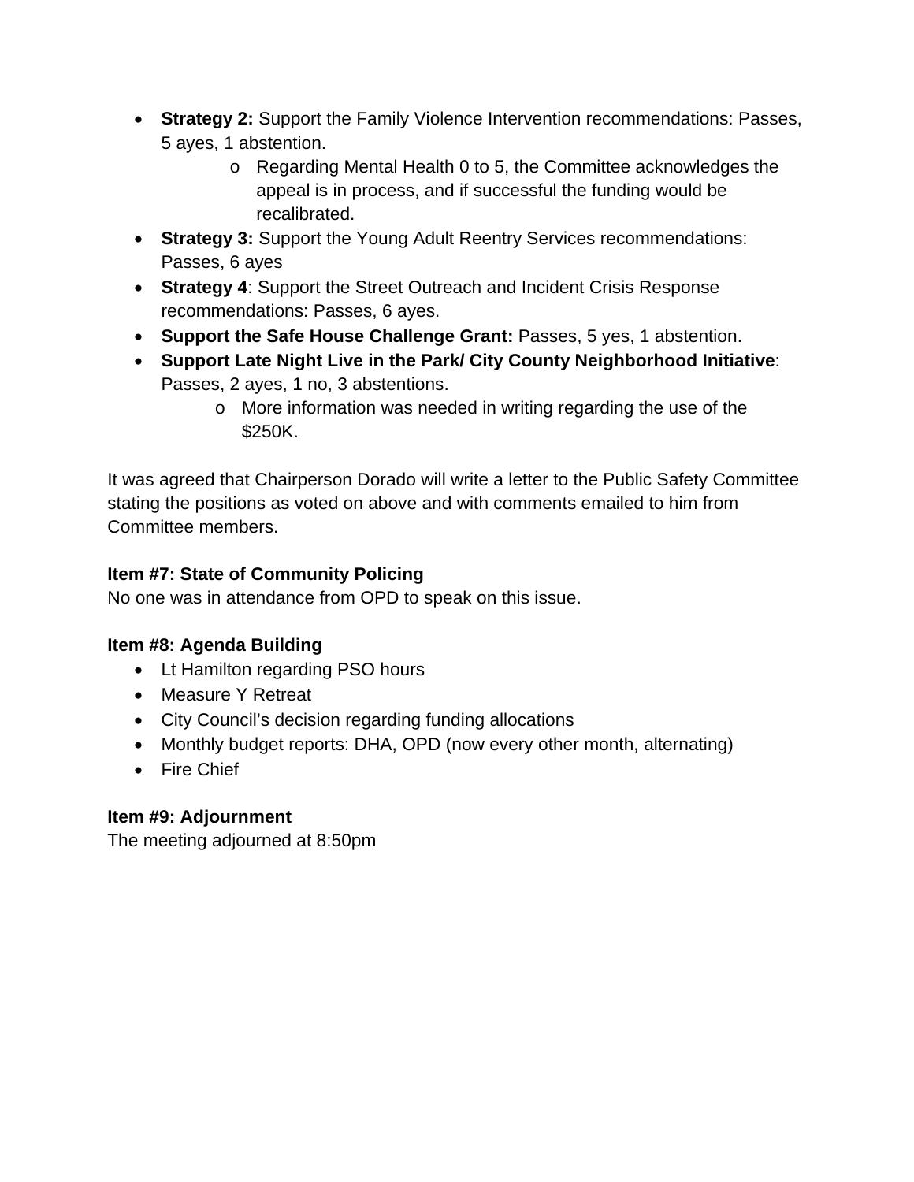- **Strategy 2:** Support the Family Violence Intervention recommendations: Passes, 5 ayes, 1 abstention.
    - Regarding Mental Health 0 to 5, the Committee acknowledges the appeal is in process, and if successful the funding would be recalibrated.
- **Strategy 3:** Support the Young Adult Reentry Services recommendations: Passes, 6 ayes
- **Strategy 4**: Support the Street Outreach and Incident Crisis Response recommendations: Passes, 6 ayes.
- **Support the Safe House Challenge Grant:** Passes, 5 yes, 1 abstention.
- **Support Late Night Live in the Park/ City County Neighborhood Initiative**: Passes, 2 ayes, 1 no, 3 abstentions.
    - More information was needed in writing regarding the use of the $250K.

It was agreed that Chairperson Dorado will write a letter to the Public Safety Committee stating the positions as voted on above and with comments emailed to him from Committee members.

**Item #7: State of Community Policing**
No one was in attendance from OPD to speak on this issue.

**Item #8: Agenda Building**

- Lt Hamilton regarding PSO hours
- Measure Y Retreat
- City Council's decision regarding funding allocations
- Monthly budget reports: DHA, OPD (now every other month, alternating)
- Fire Chief

**Item #9: Adjournment**
The meeting adjourned at 8:50pm